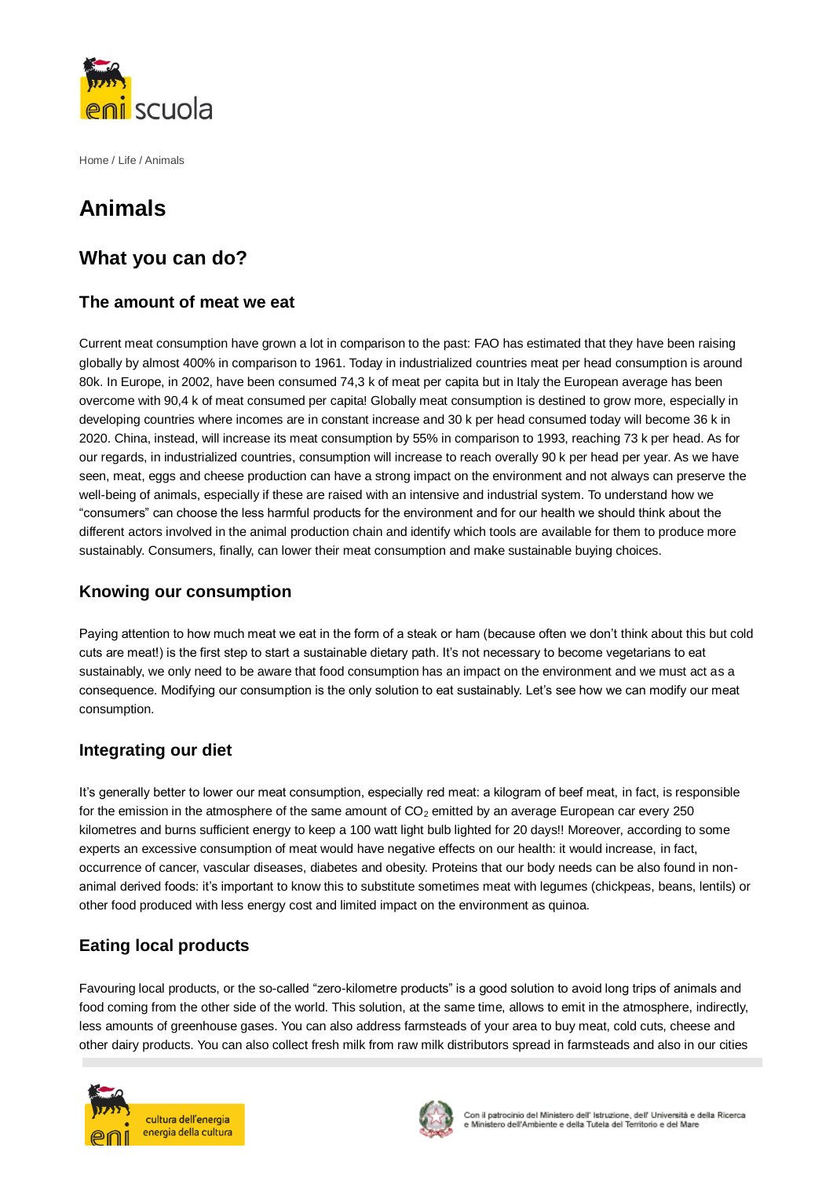Home / Life / Animals

# Animals

## What you can do?

### The amount of meat we eat

Current meat consumption have grown a lot in comparison to the past: FAO has estimated that they have been raising globally by almost 400% in comparison to 1961. Today in industrialized countries meat per head consumption is around 80k. In Europe, in 2002, have been consumed 74,3 k of meat per capita but in Italy the European average has been overcome with 90,4 k of meat consumed per capita! Globally meat consumption is destined to grow more, especially in developing countries where incomes are in constant increase and 30 k per head consumed today will become 36 k in 2020. China, instead, will increase its meat consumption by 55% in comparison to 1993, reaching 73 k per head. As for our regards, in industrialized countries, consumption will increase to reach overally 90 k per head per year. As we have seen, meat, eggs and cheese production can have a strong impact on the environment and not always can preserve the well-being of animals, especially if these are raised with an intensive and industrial system. To understand how we "consumers" can choose the less harmful products for the environment and for our health we should think about the different actors involved in the animal production chain and identify which tools are available for them to produce more sustainably. Consumers, finally, can lower their meat consumption and make sustainable buying choices.

### Knowing our consumption

Paying attention to how much meat we eat in the form of a steak or ham (because often we don't think about this but cold cuts are meat!) is the first step to start a sustainable dietary path. It's not necessary to become vegetarians to eat sustainably, we only need to be aware that food consumption has an impact on the environment and we must act as a consequence. Modifying our consumption is the only solution to eat sustainably. Let's see how we can modify our meat consumption.

### Integrating our diet

It's generally better to lower our meat consumption, especially red meat: a kilogram of beef meat, in fact, is responsible for the emission in the atmosphere of the same amount of $CO_2$ emitted by an average European car every 250 kilometres and burns sufficient energy to keep a 100 watt light bulb lighted for 20 days!! Moreover, according to some experts an excessive consumption of meat would have negative effects on our health: it would increase, in fact, occurrence of cancer, vascular diseases, diabetes and obesity. Proteins that our body needs can be also found in non-animal derived foods: it's important to know this to substitute sometimes meat with legumes (chickpeas, beans, lentils) or other food produced with less energy cost and limited impact on the environment as quinoa.

### Eating local products

Favouring local products, or the so-called "zero-kilometre products" is a good solution to avoid long trips of animals and food coming from the other side of the world. This solution, at the same time, allows to emit in the atmosphere, indirectly, less amounts of greenhouse gases. You can also address farmsteads of your area to buy meat, cold cuts, cheese and other dairy products. You can also collect fresh milk from raw milk distributors spread in farmsteads and also in our cities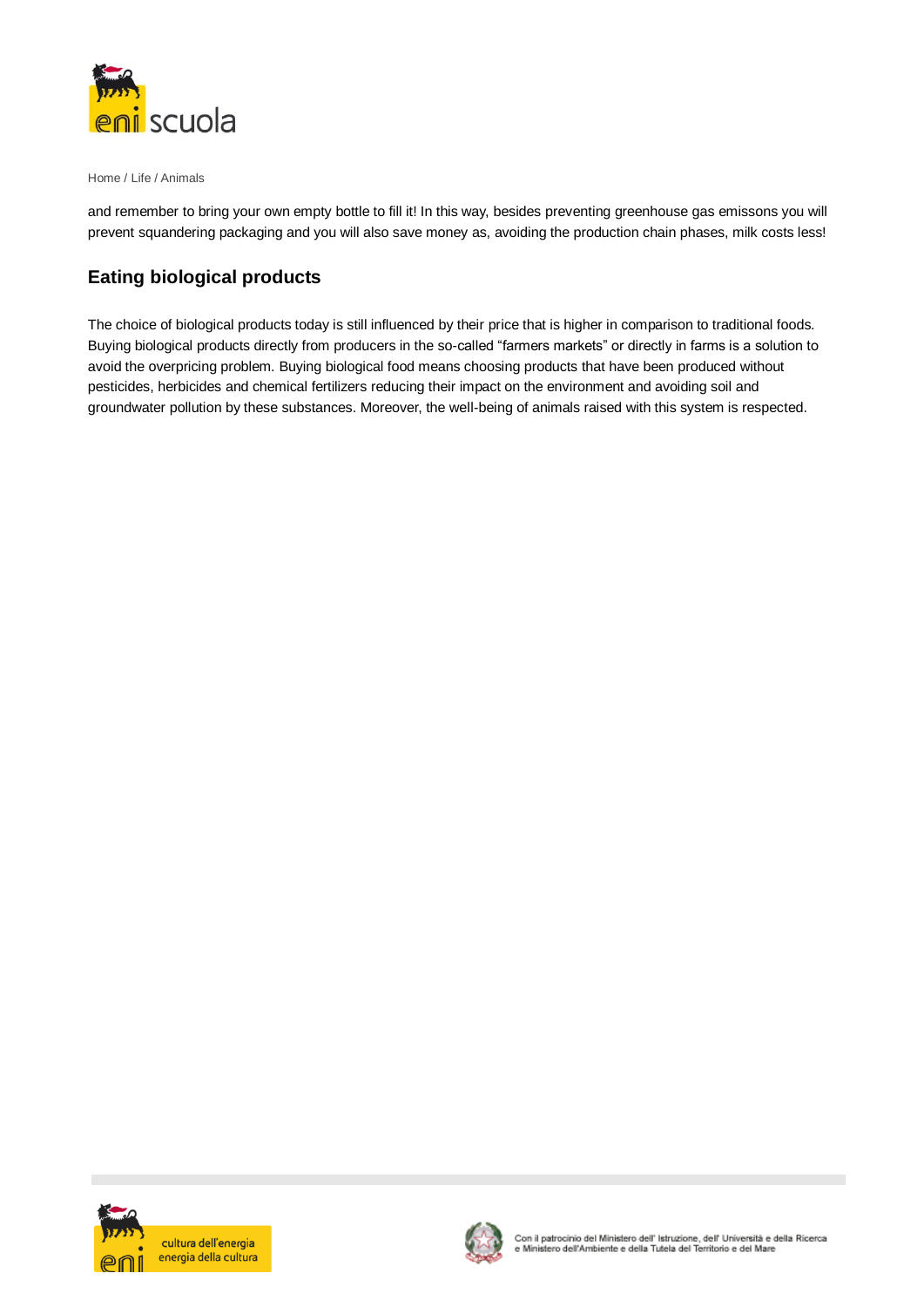and remember to bring your own empty bottle to fill it! In this way, besides preventing greenhouse gas emissons you will prevent squandering packaging and you will also save money as, avoiding the production chain phases, milk costs less!

## Eating biological products

The choice of biological products today is still influenced by their price that is higher in comparison to traditional foods. Buying biological products directly from producers in the so-called “farmers markets” or directly in farms is a solution to avoid the overpricing problem. Buying biological food means choosing products that have been produced without pesticides, herbicides and chemical fertilizers reducing their impact on the environment and avoiding soil and groundwater pollution by these substances. Moreover, the well-being of animals raised with this system is respected.